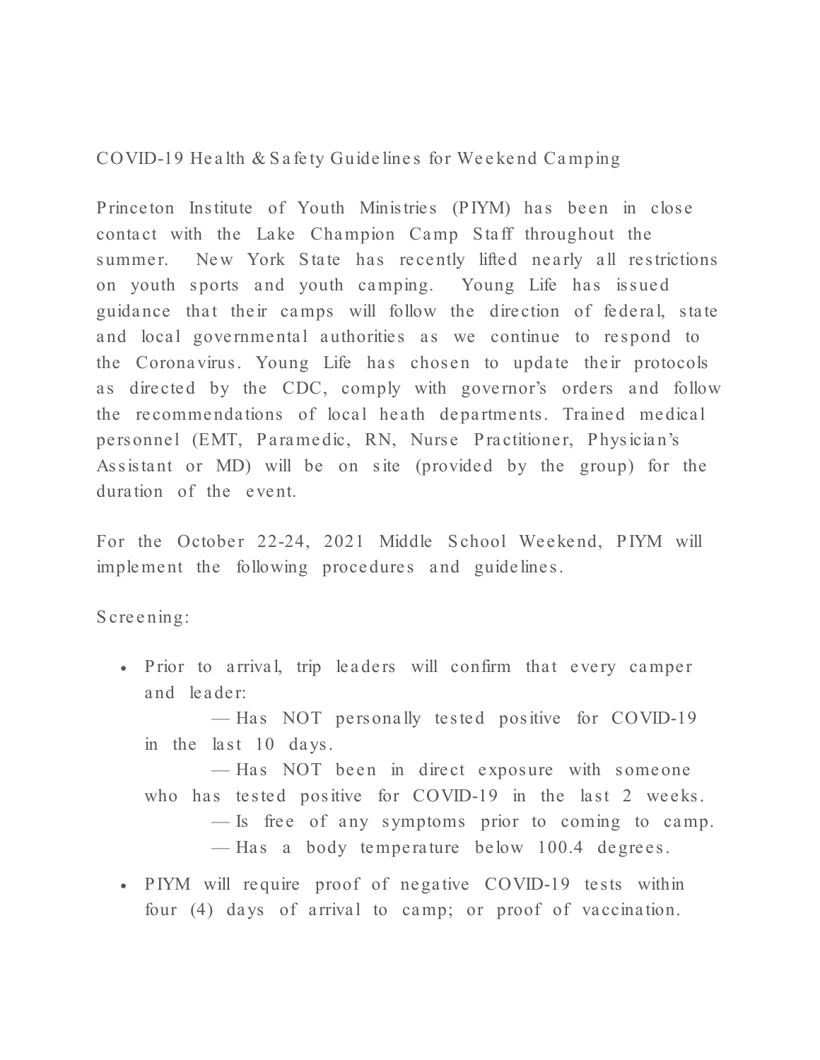# COVID-19 Health & Safety Guidelines for Weekend Camping

Princeton Institute of Youth Ministries (PIYM) has been in close contact with the Lake Champion Camp Staff throughout the summer. New York State has recently lifted nearly all restrictions on youth sports and youth camping. Young Life has issued guidance that their camps will follow the direction of federal, state and local governmental authorities as we continue to respond to the Coronavirus. Young Life has chosen to update their protocols as directed by the CDC, comply with governor's orders and follow the recommendations of local heath departments. Trained medical personnel (EMT, Paramedic, RN, Nurse Practitioner, Physician's Assistant or MD) will be on site (provided by the group) for the duration of the event.

For the October 22-24, 2021 Middle School Weekend, PIYM will implement the following procedures and guidelines.

Screening:

- Prior to arrival, trip leaders will confirm that every camper and leader:
  - — Has NOT personally tested positive for COVID-19 in the last 10 days.
  - — Has NOT been in direct exposure with someone who has tested positive for COVID-19 in the last 2 weeks.
  - — Is free of any symptoms prior to coming to camp.
  - — Has a body temperature below 100.4 degrees.
- PIYM will require proof of negative COVID-19 tests within four (4) days of arrival to camp; or proof of vaccination.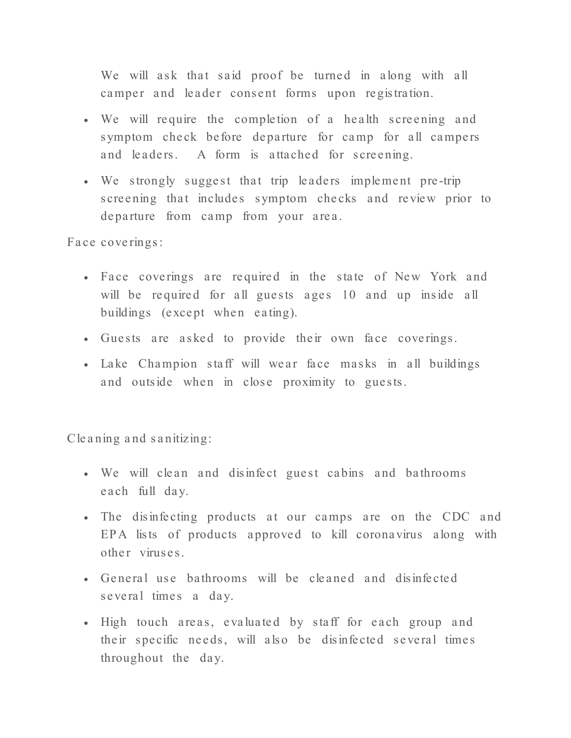We will ask that said proof be turned in along with all camper and leader consent forms upon registration.

- We will require the completion of a health screening and symptom check before departure for camp for all campers and leaders. A form is attached for screening.
- We strongly suggest that trip leaders implement pre-trip screening that includes symptom checks and review prior to departure from camp from your area.

Face coverings:

- Face coverings are required in the state of New York and will be required for all guests ages 10 and up inside all buildings (except when eating).
- Guests are asked to provide their own face coverings.
- Lake Champion staff will wear face masks in all buildings and outside when in close proximity to guests.

Cleaning and sanitizing:

- We will clean and disinfect guest cabins and bathrooms each full day.
- The disinfecting products at our camps are on the CDC and EPA lists of products approved to kill coronavirus along with other viruses.
- General use bathrooms will be cleaned and disinfected several times a day.
- High touch areas, evaluated by staff for each group and their specific needs, will also be disinfected several times throughout the day.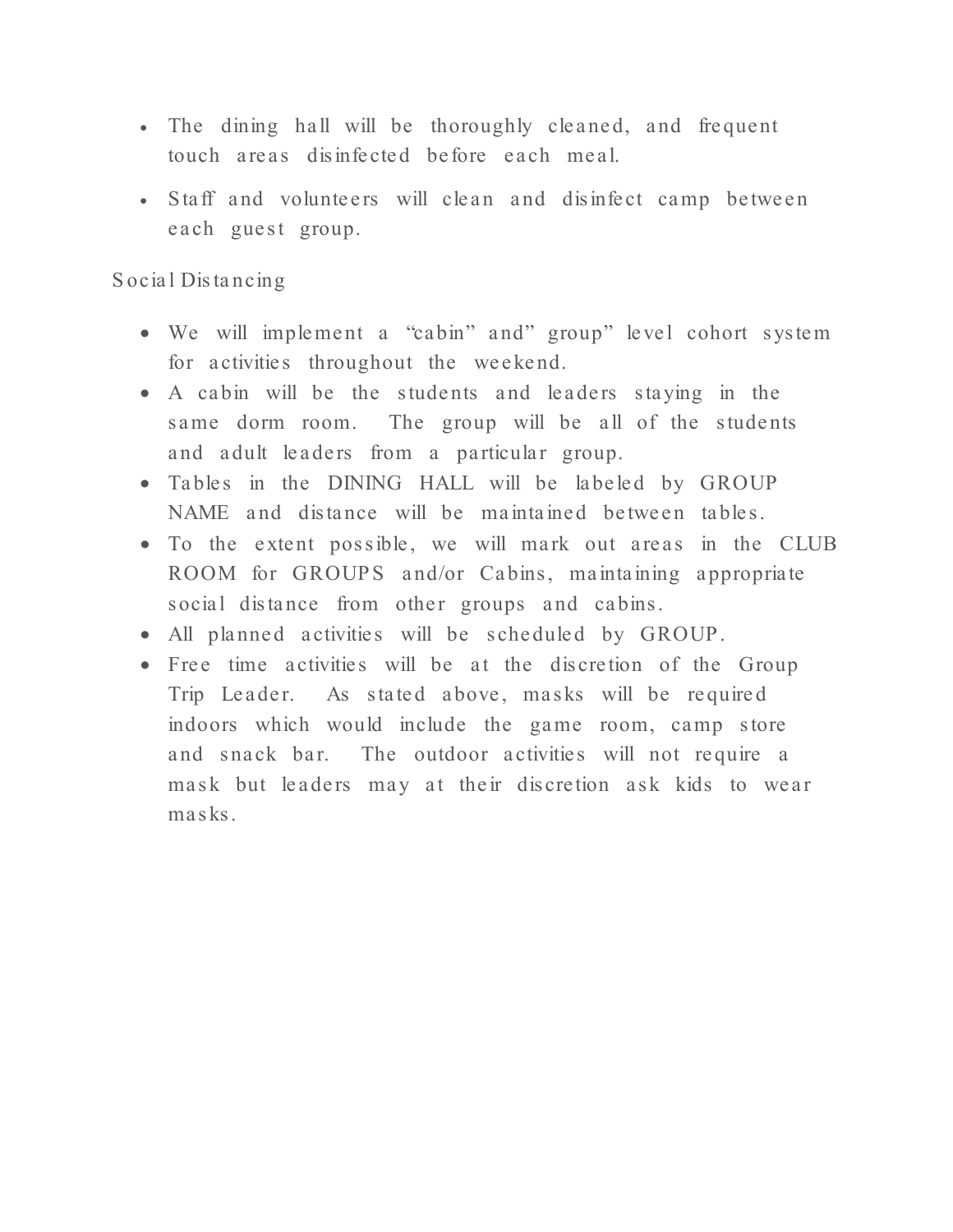- The dining hall will be thoroughly cleaned, and frequent touch areas disinfected before each meal.
- Staff and volunteers will clean and disinfect camp between each guest group.

Social Distancing

- We will implement a “cabin” and” group” level cohort system for activities throughout the weekend.
- A cabin will be the students and leaders staying in the same dorm room. The group will be all of the students and adult leaders from a particular group.
- Tables in the DINING HALL will be labeled by GROUP NAME and distance will be maintained between tables.
- To the extent possible, we will mark out areas in the CLUB ROOM for GROUPS and/or Cabins, maintaining appropriate social distance from other groups and cabins.
- All planned activities will be scheduled by GROUP.
- Free time activities will be at the discretion of the Group Trip Leader. As stated above, masks will be required indoors which would include the game room, camp store and snack bar. The outdoor activities will not require a mask but leaders may at their discretion ask kids to wear masks.